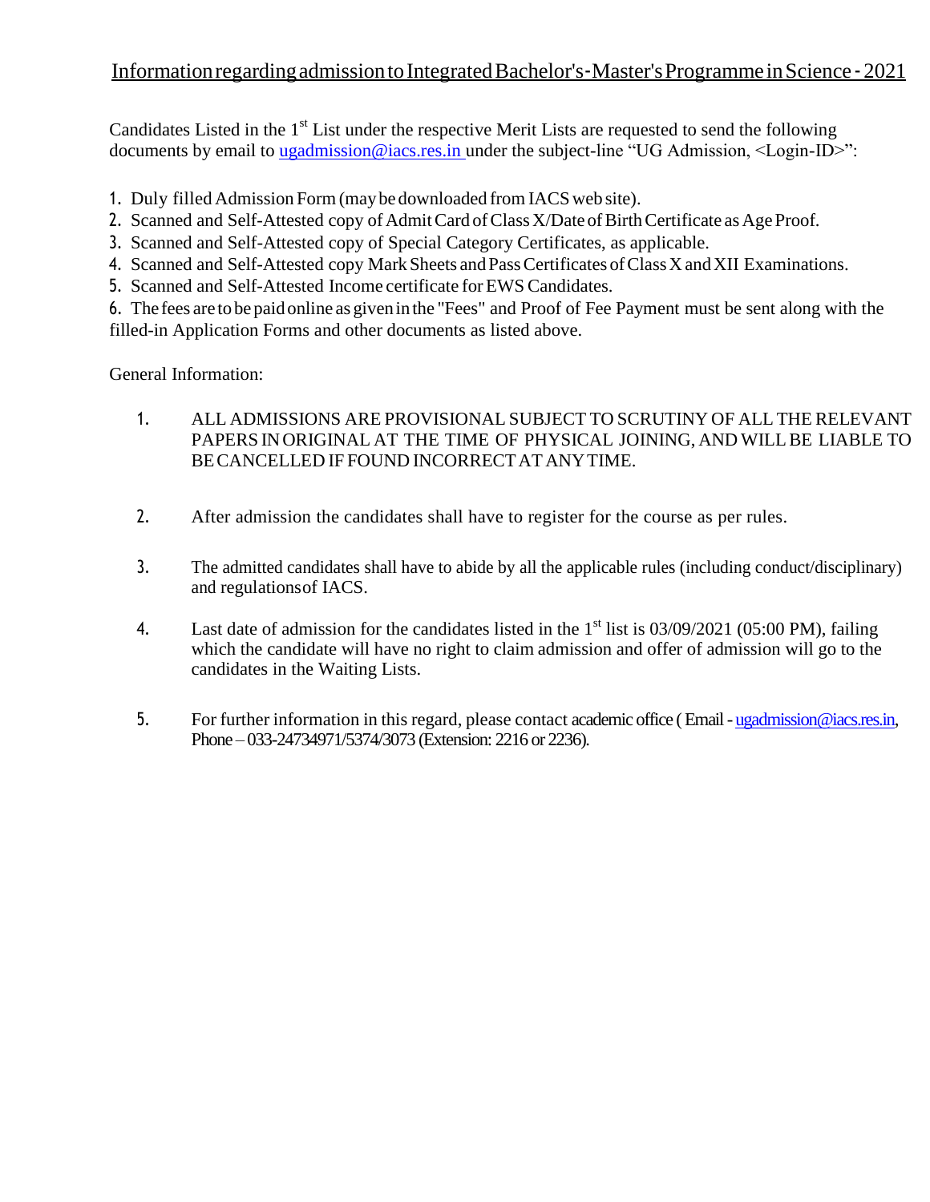## Information regarding admission to Integrated Bachelor's-Master's Programme in Science - 2021

Candidates Listed in the 1st List under the respective Merit Lists are requested to send the following documents by email to ugadmission@iacs.res.in under the subject-line "UG Admission, <Login-ID>":

1. Duly filled Admission Form (may be downloaded from IACS web site).
2. Scanned and Self-Attested copy of Admit Card of Class X/Date of Birth Certificate as Age Proof.
3. Scanned and Self-Attested copy of Special Category Certificates, as applicable.
4. Scanned and Self-Attested copy Mark Sheets and Pass Certificates of Class X and XII Examinations.
5. Scanned and Self-Attested Income certificate for EWS Candidates.
6. The fees are to be paid online as given in the "Fees" and Proof of Fee Payment must be sent along with the filled-in Application Forms and other documents as listed above.

General Information:

1. ALL ADMISSIONS ARE PROVISIONAL SUBJECT TO SCRUTINY OF ALL THE RELEVANT PAPERS IN ORIGINAL AT THE TIME OF PHYSICAL JOINING, AND WILL BE LIABLE TO BE CANCELLED IF FOUND INCORRECT AT ANY TIME.

2. After admission the candidates shall have to register for the course as per rules.

3. The admitted candidates shall have to abide by all the applicable rules (including conduct/disciplinary) and regulations of IACS.

4. Last date of admission for the candidates listed in the 1st list is 03/09/2021 (05:00 PM), failing which the candidate will have no right to claim admission and offer of admission will go to the candidates in the Waiting Lists.

5. For further information in this regard, please contact academic office ( Email - ugadmission@iacs.res.in, Phone – 033-24734971/5374/3073 (Extension: 2216 or 2236).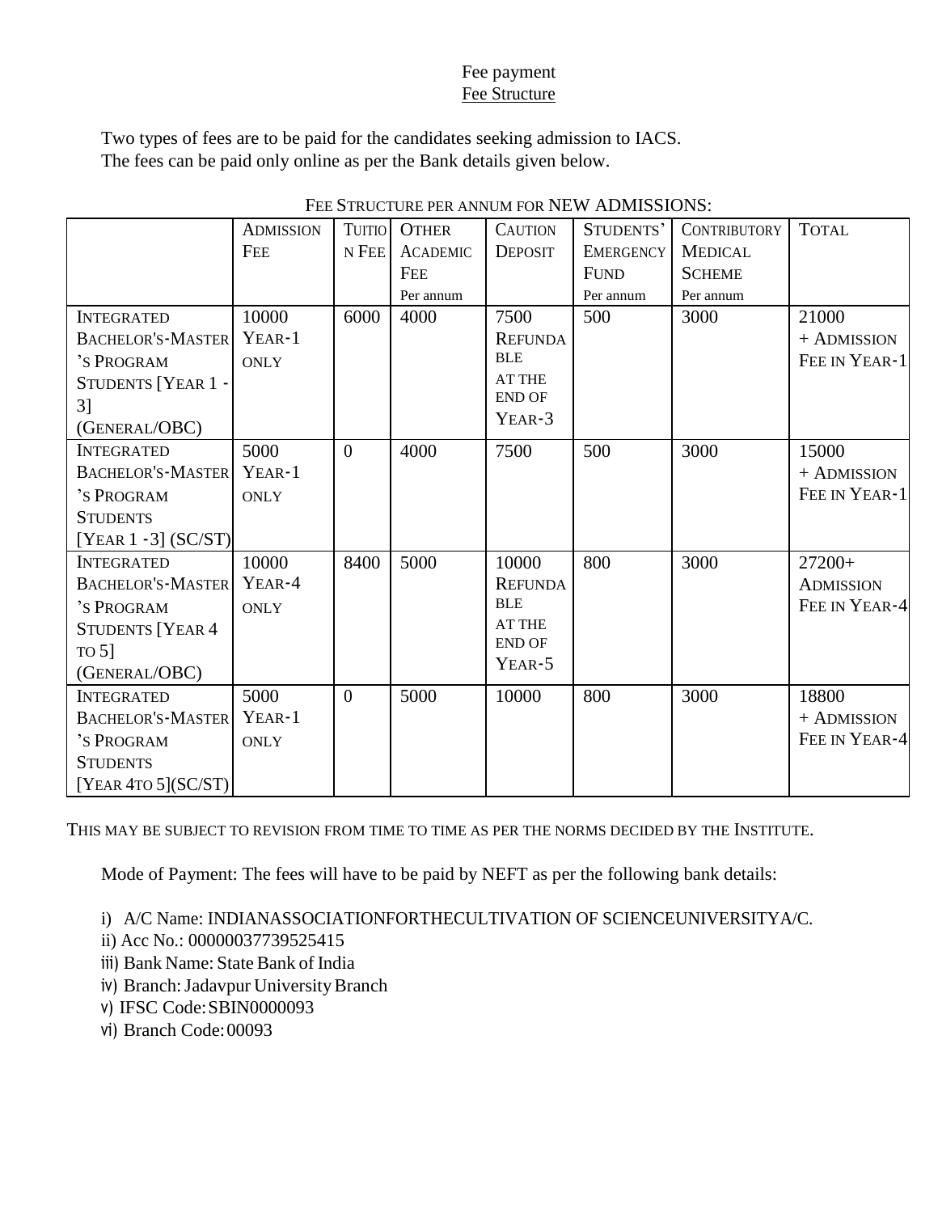Fee payment

Fee Structure

Two types of fees are to be paid for the candidates seeking admission to IACS.
The fees can be paid only online as per the Bank details given below.

FEE STRUCTURE PER ANNUM FOR NEW ADMISSIONS:

| | ADMISSION FEE | TUITION FEE | OTHER ACADEMIC FEE Per annum | CAUTION DEPOSIT | STUDENTS' EMERGENCY FUND Per annum | CONTRIBUTORY MEDICAL SCHEME Per annum | TOTAL |
|---|---|---|---|---|---|---|---|
| INTEGRATED BACHELOR'S-MASTER'S PROGRAM STUDENTS [YEAR 1 - 3] (GENERAL/OBC) | 10000 YEAR-1 ONLY | 6000 | 4000 | 7500 REFUNDABLE AT THE END OF YEAR-3 | 500 | 3000 | 21000 + ADMISSION FEE IN YEAR-1 |
| INTEGRATED BACHELOR'S-MASTER'S PROGRAM STUDENTS [YEAR 1 -3] (SC/ST) | 5000 YEAR-1 ONLY | 0 | 4000 | 7500 | 500 | 3000 | 15000 + ADMISSION FEE IN YEAR-1 |
| INTEGRATED BACHELOR'S-MASTER'S PROGRAM STUDENTS [YEAR 4 TO 5] (GENERAL/OBC) | 10000 YEAR-4 ONLY | 8400 | 5000 | 10000 REFUNDABLE AT THE END OF YEAR-5 | 800 | 3000 | 27200+ ADMISSION FEE IN YEAR-4 |
| INTEGRATED BACHELOR'S-MASTER'S PROGRAM STUDENTS [YEAR 4TO 5](SC/ST) | 5000 YEAR-1 ONLY | 0 | 5000 | 10000 | 800 | 3000 | 18800 + ADMISSION FEE IN YEAR-4 |

THIS MAY BE SUBJECT TO REVISION FROM TIME TO TIME AS PER THE NORMS DECIDED BY THE INSTITUTE.

Mode of Payment: The fees will have to be paid by NEFT as per the following bank details:

i) A/C Name: INDIANASSOCIATIONFORTHECULTIVATION OF SCIENCEUNIVERSITYA/C.
ii) Acc No.: 00000037739525415
iii) Bank Name: State Bank of India
iv) Branch: Jadavpur University Branch
v) IFSC Code: SBIN0000093
vi) Branch Code: 00093